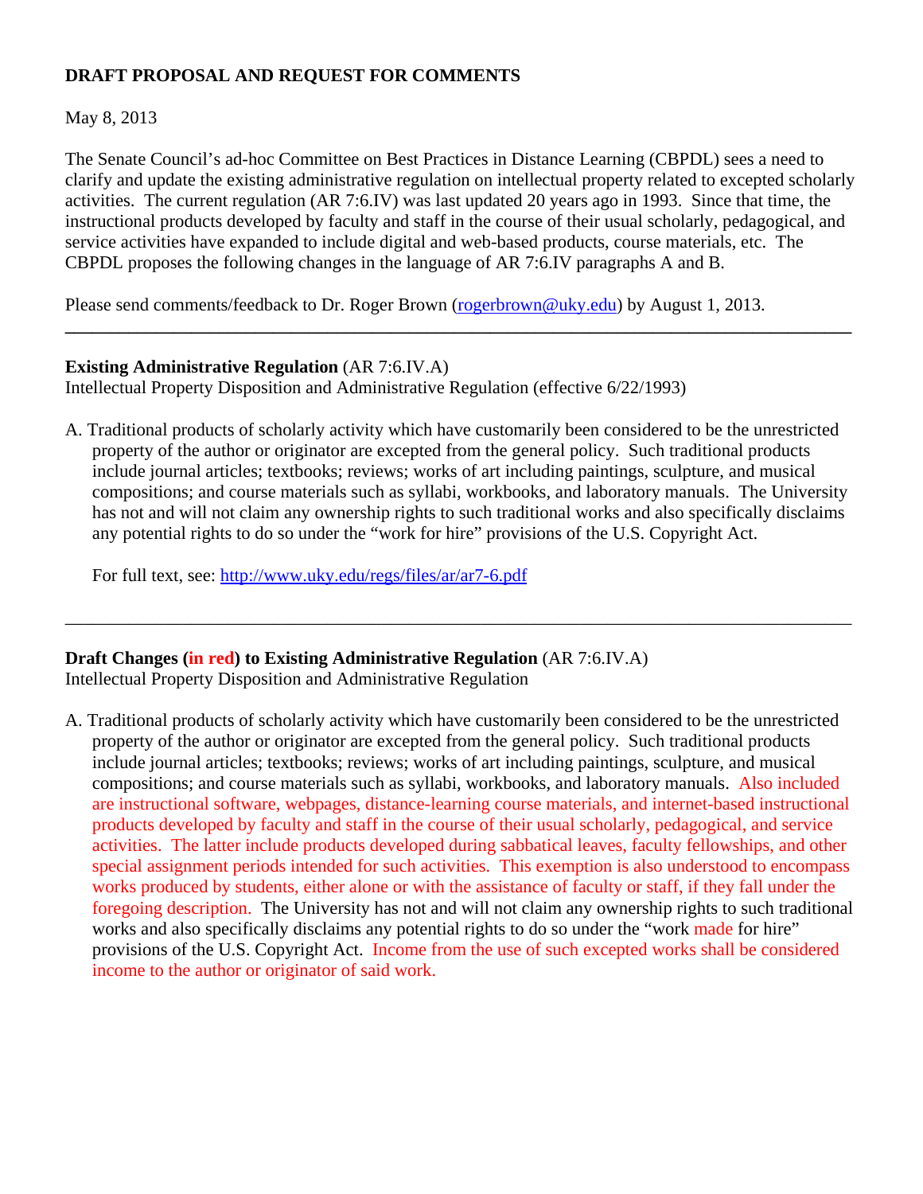**DRAFT PROPOSAL AND REQUEST FOR COMMENTS**

May 8, 2013

The Senate Council's ad-hoc Committee on Best Practices in Distance Learning (CBPDL) sees a need to clarify and update the existing administrative regulation on intellectual property related to excepted scholarly activities. The current regulation (AR 7:6.IV) was last updated 20 years ago in 1993. Since that time, the instructional products developed by faculty and staff in the course of their usual scholarly, pedagogical, and service activities have expanded to include digital and web-based products, course materials, etc. The CBPDL proposes the following changes in the language of AR 7:6.IV paragraphs A and B.

Please send comments/feedback to Dr. Roger Brown (rogerbrown@uky.edu) by August 1, 2013.

---

**Existing Administrative Regulation** (AR 7:6.IV.A)
Intellectual Property Disposition and Administrative Regulation (effective 6/22/1993)

A. Traditional products of scholarly activity which have customarily been considered to be the unrestricted property of the author or originator are excepted from the general policy. Such traditional products include journal articles; textbooks; reviews; works of art including paintings, sculpture, and musical compositions; and course materials such as syllabi, workbooks, and laboratory manuals. The University has not and will not claim any ownership rights to such traditional works and also specifically disclaims any potential rights to do so under the "work for hire" provisions of the U.S. Copyright Act.

For full text, see: http://www.uky.edu/regs/files/ar/ar7-6.pdf

---

**Draft Changes (in red) to Existing Administrative Regulation** (AR 7:6.IV.A)
Intellectual Property Disposition and Administrative Regulation

A. Traditional products of scholarly activity which have customarily been considered to be the unrestricted property of the author or originator are excepted from the general policy. Such traditional products include journal articles; textbooks; reviews; works of art including paintings, sculpture, and musical compositions; and course materials such as syllabi, workbooks, and laboratory manuals. Also included are instructional software, webpages, distance-learning course materials, and internet-based instructional products developed by faculty and staff in the course of their usual scholarly, pedagogical, and service activities. The latter include products developed during sabbatical leaves, faculty fellowships, and other special assignment periods intended for such activities. This exemption is also understood to encompass works produced by students, either alone or with the assistance of faculty or staff, if they fall under the foregoing description. The University has not and will not claim any ownership rights to such traditional works and also specifically disclaims any potential rights to do so under the "work made for hire" provisions of the U.S. Copyright Act. Income from the use of such excepted works shall be considered income to the author or originator of said work.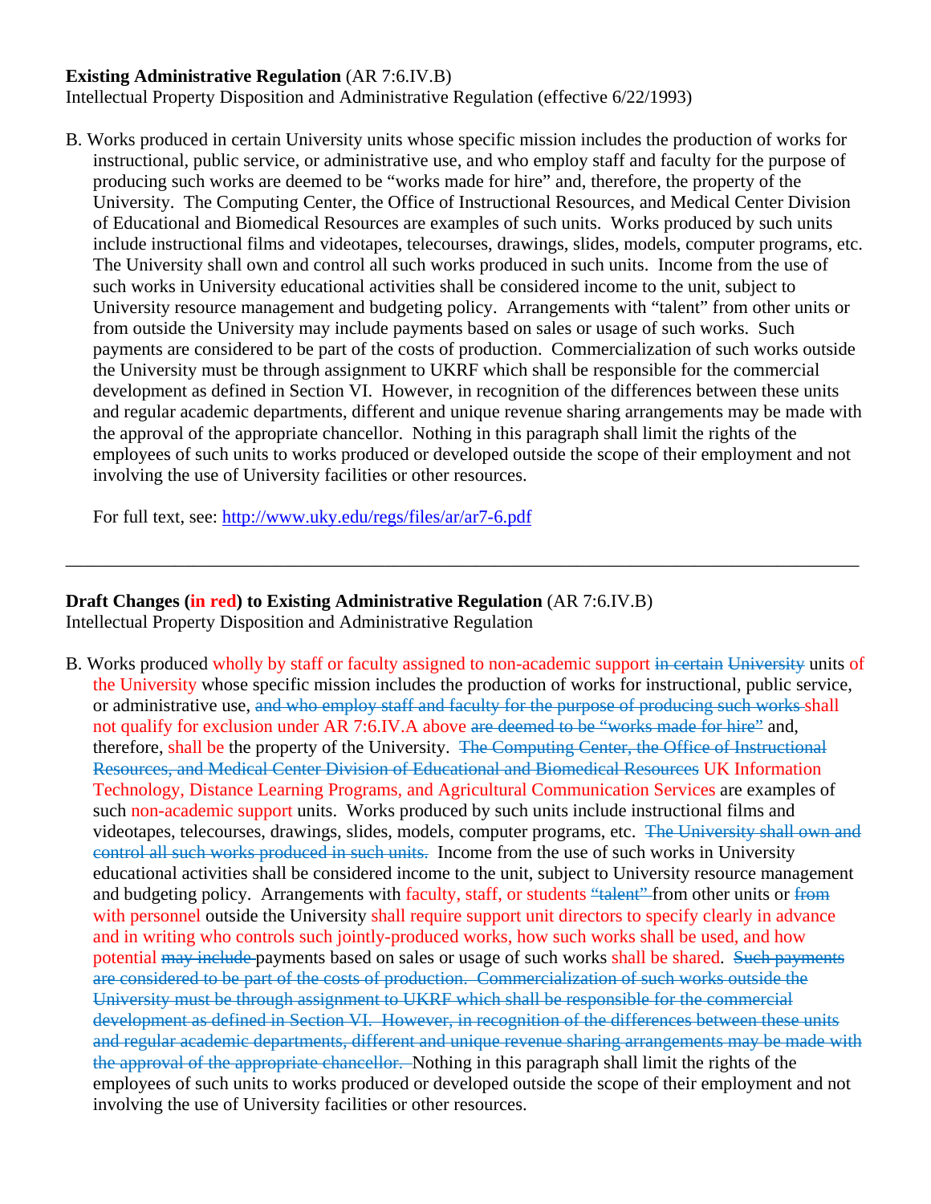**Existing Administrative Regulation** (AR 7:6.IV.B)
Intellectual Property Disposition and Administrative Regulation (effective 6/22/1993)

B. Works produced in certain University units whose specific mission includes the production of works for instructional, public service, or administrative use, and who employ staff and faculty for the purpose of producing such works are deemed to be "works made for hire" and, therefore, the property of the University. The Computing Center, the Office of Instructional Resources, and Medical Center Division of Educational and Biomedical Resources are examples of such units. Works produced by such units include instructional films and videotapes, telecourses, drawings, slides, models, computer programs, etc. The University shall own and control all such works produced in such units. Income from the use of such works in University educational activities shall be considered income to the unit, subject to University resource management and budgeting policy. Arrangements with "talent" from other units or from outside the University may include payments based on sales or usage of such works. Such payments are considered to be part of the costs of production. Commercialization of such works outside the University must be through assignment to UKRF which shall be responsible for the commercial development as defined in Section VI. However, in recognition of the differences between these units and regular academic departments, different and unique revenue sharing arrangements may be made with the approval of the appropriate chancellor. Nothing in this paragraph shall limit the rights of the employees of such units to works produced or developed outside the scope of their employment and not involving the use of University facilities or other resources.

For full text, see: http://www.uky.edu/regs/files/ar/ar7-6.pdf

---

**Draft Changes (in red) to Existing Administrative Regulation** (AR 7:6.IV.B)
Intellectual Property Disposition and Administrative Regulation

B. Works produced wholly by staff or faculty assigned to non-academic support ~~in certain University~~ units of the University whose specific mission includes the production of works for instructional, public service, or administrative use, ~~and who employ staff and faculty for the purpose of producing such works~~ shall not qualify for exclusion under AR 7:6.IV.A above ~~are deemed to be "works made for hire"~~ and, therefore, shall be the property of the University. ~~The Computing Center, the Office of Instructional Resources, and Medical Center Division of Educational and Biomedical Resources~~ UK Information Technology, Distance Learning Programs, and Agricultural Communication Services are examples of such non-academic support units. Works produced by such units include instructional films and videotapes, telecourses, drawings, slides, models, computer programs, etc. ~~The University shall own and control all such works produced in such units.~~ Income from the use of such works in University educational activities shall be considered income to the unit, subject to University resource management and budgeting policy. Arrangements with faculty, staff, or students ~~"talent"~~ from other units or ~~from~~ with personnel outside the University shall require support unit directors to specify clearly in advance and in writing who controls such jointly-produced works, how such works shall be used, and how potential ~~may include~~ payments based on sales or usage of such works shall be shared. ~~Such payments are considered to be part of the costs of production. Commercialization of such works outside the University must be through assignment to UKRF which shall be responsible for the commercial development as defined in Section VI. However, in recognition of the differences between these units and regular academic departments, different and unique revenue sharing arrangements may be made with the approval of the appropriate chancellor.~~ Nothing in this paragraph shall limit the rights of the employees of such units to works produced or developed outside the scope of their employment and not involving the use of University facilities or other resources.